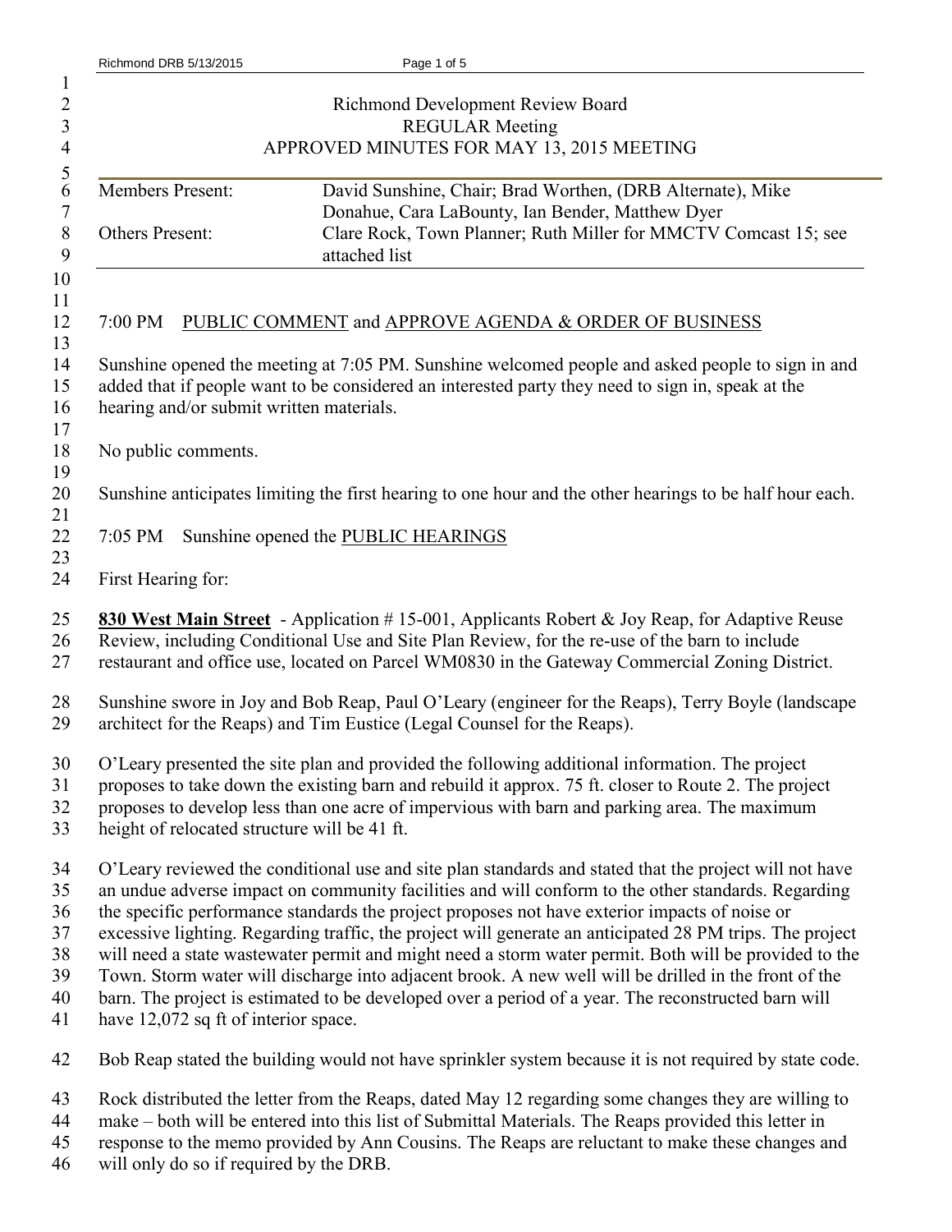# Richmond Development Review Board
## REGULAR Meeting
## APPROVED MINUTES FOR MAY 13, 2015 MEETING

| | |
|---|---|
| Members Present: | David Sunshine, Chair; Brad Worthen, (DRB Alternate), Mike Donahue, Cara LaBounty, Ian Bender, Matthew Dyer |
| Others Present: | Clare Rock, Town Planner; Ruth Miller for MMCTV Comcast 15; see attached list |

7:00 PM PUBLIC COMMENT and APPROVE AGENDA & ORDER OF BUSINESS

Sunshine opened the meeting at 7:05 PM. Sunshine welcomed people and asked people to sign in and added that if people want to be considered an interested party they need to sign in, speak at the hearing and/or submit written materials.

No public comments.

Sunshine anticipates limiting the first hearing to one hour and the other hearings to be half hour each.

7:05 PM Sunshine opened the PUBLIC HEARINGS

First Hearing for:

**830 West Main Street** - Application # 15-001, Applicants Robert & Joy Reap, for Adaptive Reuse Review, including Conditional Use and Site Plan Review, for the re-use of the barn to include restaurant and office use, located on Parcel WM0830 in the Gateway Commercial Zoning District.

Sunshine swore in Joy and Bob Reap, Paul O'Leary (engineer for the Reaps), Terry Boyle (landscape architect for the Reaps) and Tim Eustice (Legal Counsel for the Reaps).

O'Leary presented the site plan and provided the following additional information. The project proposes to take down the existing barn and rebuild it approx. 75 ft. closer to Route 2. The project proposes to develop less than one acre of impervious with barn and parking area. The maximum height of relocated structure will be 41 ft.

O'Leary reviewed the conditional use and site plan standards and stated that the project will not have an undue adverse impact on community facilities and will conform to the other standards. Regarding the specific performance standards the project proposes not have exterior impacts of noise or excessive lighting. Regarding traffic, the project will generate an anticipated 28 PM trips. The project will need a state wastewater permit and might need a storm water permit. Both will be provided to the Town. Storm water will discharge into adjacent brook. A new well will be drilled in the front of the barn. The project is estimated to be developed over a period of a year. The reconstructed barn will have 12,072 sq ft of interior space.

Bob Reap stated the building would not have sprinkler system because it is not required by state code.

Rock distributed the letter from the Reaps, dated May 12 regarding some changes they are willing to make – both will be entered into this list of Submittal Materials. The Reaps provided this letter in response to the memo provided by Ann Cousins. The Reaps are reluctant to make these changes and will only do so if required by the DRB.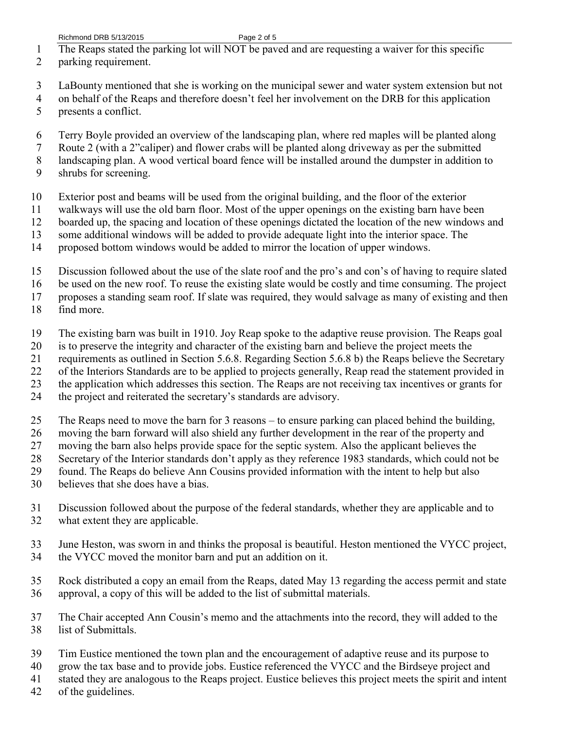The Reaps stated the parking lot will NOT be paved and are requesting a waiver for this specific parking requirement.

LaBounty mentioned that she is working on the municipal sewer and water system extension but not on behalf of the Reaps and therefore doesn't feel her involvement on the DRB for this application presents a conflict.

Terry Boyle provided an overview of the landscaping plan, where red maples will be planted along Route 2 (with a 2"caliper) and flower crabs will be planted along driveway as per the submitted landscaping plan. A wood vertical board fence will be installed around the dumpster in addition to shrubs for screening.

Exterior post and beams will be used from the original building, and the floor of the exterior walkways will use the old barn floor. Most of the upper openings on the existing barn have been boarded up, the spacing and location of these openings dictated the location of the new windows and some additional windows will be added to provide adequate light into the interior space. The proposed bottom windows would be added to mirror the location of upper windows.

Discussion followed about the use of the slate roof and the pro's and con's of having to require slated be used on the new roof. To reuse the existing slate would be costly and time consuming. The project proposes a standing seam roof. If slate was required, they would salvage as many of existing and then find more.

The existing barn was built in 1910. Joy Reap spoke to the adaptive reuse provision. The Reaps goal is to preserve the integrity and character of the existing barn and believe the project meets the requirements as outlined in Section 5.6.8. Regarding Section 5.6.8 b) the Reaps believe the Secretary of the Interiors Standards are to be applied to projects generally, Reap read the statement provided in the application which addresses this section. The Reaps are not receiving tax incentives or grants for the project and reiterated the secretary's standards are advisory.

The Reaps need to move the barn for 3 reasons – to ensure parking can placed behind the building, moving the barn forward will also shield any further development in the rear of the property and moving the barn also helps provide space for the septic system. Also the applicant believes the Secretary of the Interior standards don't apply as they reference 1983 standards, which could not be found. The Reaps do believe Ann Cousins provided information with the intent to help but also believes that she does have a bias.

Discussion followed about the purpose of the federal standards, whether they are applicable and to what extent they are applicable.

June Heston, was sworn in and thinks the proposal is beautiful. Heston mentioned the VYCC project, the VYCC moved the monitor barn and put an addition on it.

Rock distributed a copy an email from the Reaps, dated May 13 regarding the access permit and state approval, a copy of this will be added to the list of submittal materials.

The Chair accepted Ann Cousin's memo and the attachments into the record, they will added to the list of Submittals.

Tim Eustice mentioned the town plan and the encouragement of adaptive reuse and its purpose to grow the tax base and to provide jobs. Eustice referenced the VYCC and the Birdseye project and stated they are analogous to the Reaps project. Eustice believes this project meets the spirit and intent of the guidelines.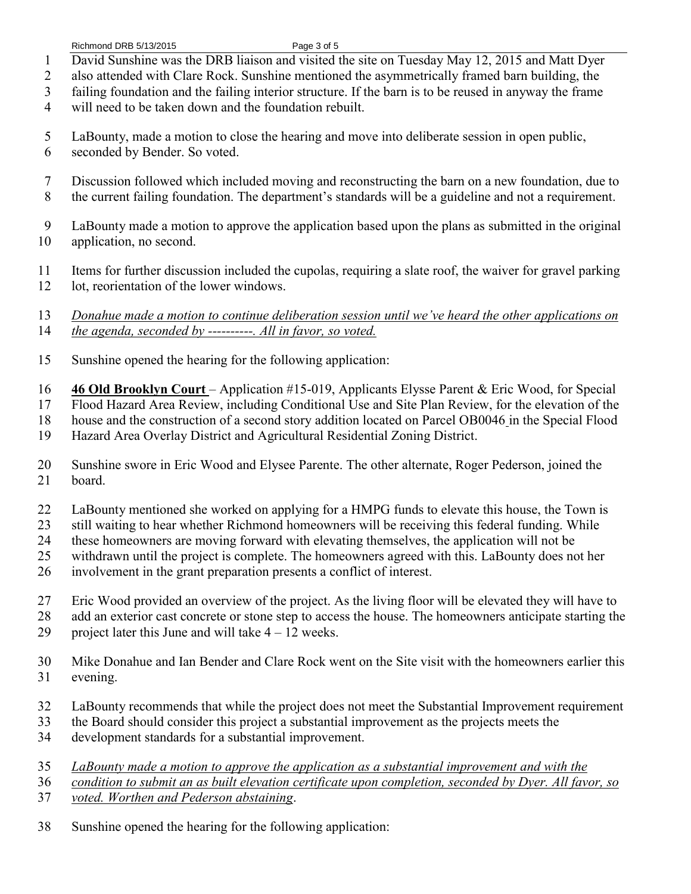David Sunshine was the DRB liaison and visited the site on Tuesday May 12, 2015 and Matt Dyer also attended with Clare Rock. Sunshine mentioned the asymmetrically framed barn building, the failing foundation and the failing interior structure. If the barn is to be reused in anyway the frame will need to be taken down and the foundation rebuilt.

LaBounty, made a motion to close the hearing and move into deliberate session in open public, seconded by Bender. So voted.

Discussion followed which included moving and reconstructing the barn on a new foundation, due to the current failing foundation. The department's standards will be a guideline and not a requirement.

LaBounty made a motion to approve the application based upon the plans as submitted in the original application, no second.

Items for further discussion included the cupolas, requiring a slate roof, the waiver for gravel parking lot, reorientation of the lower windows.

*Donahue made a motion to continue deliberation session until we've heard the other applications on the agenda, seconded by ----------. All in favor, so voted.*

Sunshine opened the hearing for the following application:

**46 Old Brooklyn Court** – Application #15-019, Applicants Elysse Parent & Eric Wood, for Special Flood Hazard Area Review, including Conditional Use and Site Plan Review, for the elevation of the house and the construction of a second story addition located on Parcel OB0046 in the Special Flood Hazard Area Overlay District and Agricultural Residential Zoning District.

Sunshine swore in Eric Wood and Elysee Parente. The other alternate, Roger Pederson, joined the board.

LaBounty mentioned she worked on applying for a HMPG funds to elevate this house, the Town is still waiting to hear whether Richmond homeowners will be receiving this federal funding. While these homeowners are moving forward with elevating themselves, the application will not be withdrawn until the project is complete. The homeowners agreed with this. LaBounty does not her involvement in the grant preparation presents a conflict of interest.

Eric Wood provided an overview of the project. As the living floor will be elevated they will have to add an exterior cast concrete or stone step to access the house. The homeowners anticipate starting the project later this June and will take 4 – 12 weeks.

Mike Donahue and Ian Bender and Clare Rock went on the Site visit with the homeowners earlier this evening.

LaBounty recommends that while the project does not meet the Substantial Improvement requirement the Board should consider this project a substantial improvement as the projects meets the development standards for a substantial improvement.

*LaBounty made a motion to approve the application as a substantial improvement and with the condition to submit an as built elevation certificate upon completion, seconded by Dyer. All favor, so voted. Worthen and Pederson abstaining*.

Sunshine opened the hearing for the following application: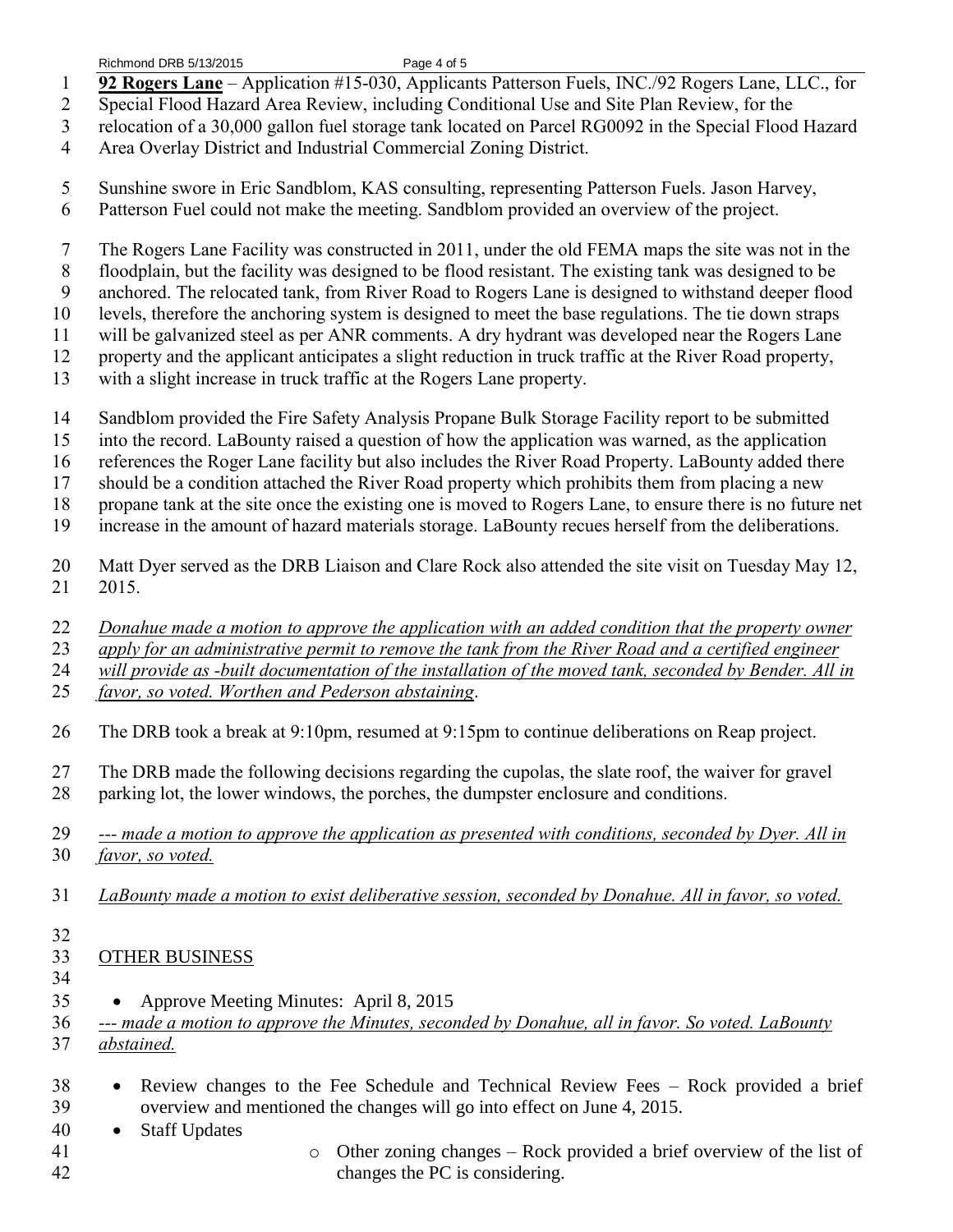**92 Rogers Lane** – Application #15-030, Applicants Patterson Fuels, INC./92 Rogers Lane, LLC., for Special Flood Hazard Area Review, including Conditional Use and Site Plan Review, for the relocation of a 30,000 gallon fuel storage tank located on Parcel RG0092 in the Special Flood Hazard Area Overlay District and Industrial Commercial Zoning District.

Sunshine swore in Eric Sandblom, KAS consulting, representing Patterson Fuels. Jason Harvey, Patterson Fuel could not make the meeting. Sandblom provided an overview of the project.

The Rogers Lane Facility was constructed in 2011, under the old FEMA maps the site was not in the floodplain, but the facility was designed to be flood resistant. The existing tank was designed to be anchored. The relocated tank, from River Road to Rogers Lane is designed to withstand deeper flood levels, therefore the anchoring system is designed to meet the base regulations. The tie down straps will be galvanized steel as per ANR comments. A dry hydrant was developed near the Rogers Lane property and the applicant anticipates a slight reduction in truck traffic at the River Road property, with a slight increase in truck traffic at the Rogers Lane property.

Sandblom provided the Fire Safety Analysis Propane Bulk Storage Facility report to be submitted into the record. LaBounty raised a question of how the application was warned, as the application references the Roger Lane facility but also includes the River Road Property. LaBounty added there should be a condition attached the River Road property which prohibits them from placing a new propane tank at the site once the existing one is moved to Rogers Lane, to ensure there is no future net increase in the amount of hazard materials storage. LaBounty recues herself from the deliberations.

Matt Dyer served as the DRB Liaison and Clare Rock also attended the site visit on Tuesday May 12, 2015.

*Donahue made a motion to approve the application with an added condition that the property owner apply for an administrative permit to remove the tank from the River Road and a certified engineer will provide as -built documentation of the installation of the moved tank, seconded by Bender. All in favor, so voted. Worthen and Pederson abstaining*.

The DRB took a break at 9:10pm, resumed at 9:15pm to continue deliberations on Reap project.

The DRB made the following decisions regarding the cupolas, the slate roof, the waiver for gravel parking lot, the lower windows, the porches, the dumpster enclosure and conditions.

*--- made a motion to approve the application as presented with conditions, seconded by Dyer. All in favor, so voted.*

*LaBounty made a motion to exist deliberative session, seconded by Donahue. All in favor, so voted.*

## OTHER BUSINESS

- Approve Meeting Minutes: April 8, 2015

*--- made a motion to approve the Minutes, seconded by Donahue, all in favor. So voted. LaBounty abstained.*

- Review changes to the Fee Schedule and Technical Review Fees – Rock provided a brief overview and mentioned the changes will go into effect on June 4, 2015.
- Staff Updates
  - Other zoning changes – Rock provided a brief overview of the list of changes the PC is considering.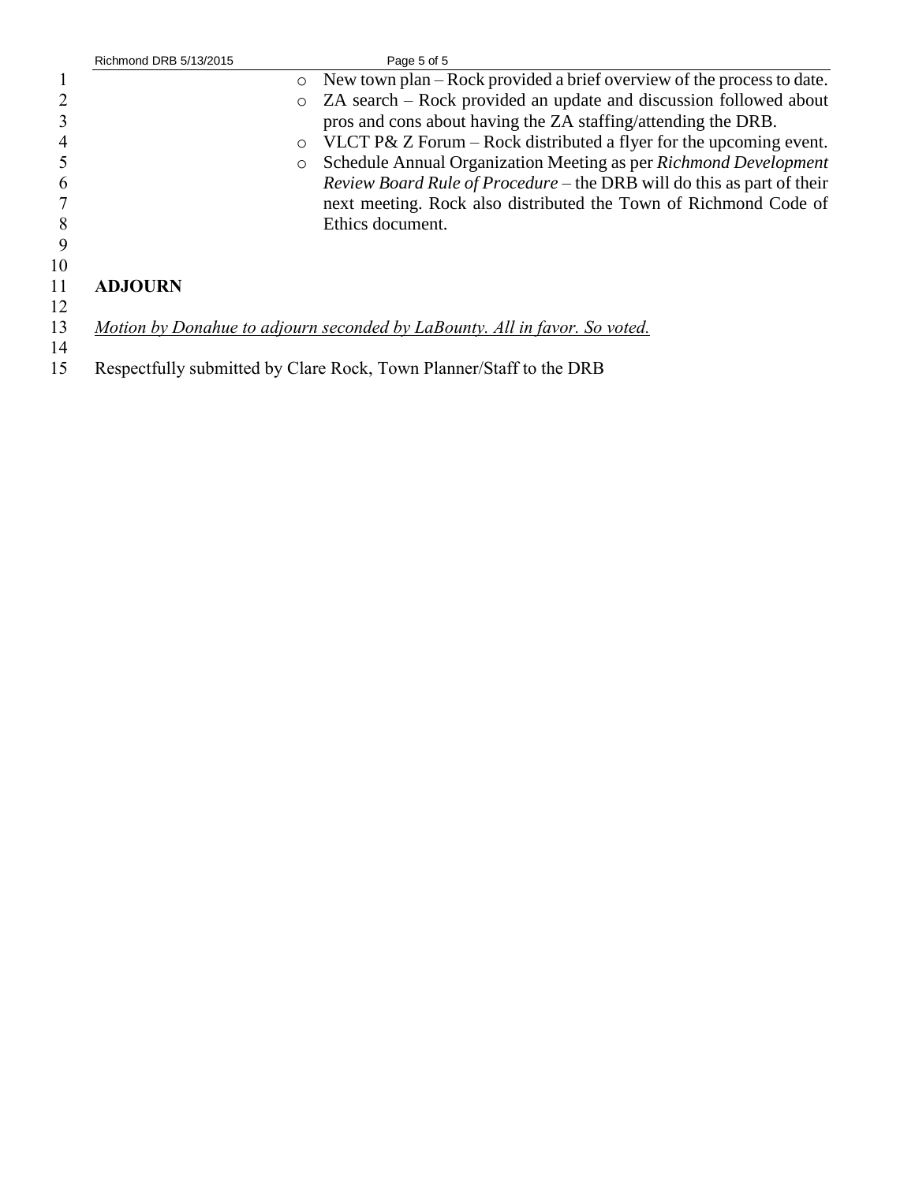- New town plan – Rock provided a brief overview of the process to date.
- ZA search – Rock provided an update and discussion followed about pros and cons about having the ZA staffing/attending the DRB.
- VLCT P& Z Forum – Rock distributed a flyer for the upcoming event.
- Schedule Annual Organization Meeting as per *Richmond Development Review Board Rule of Procedure* – the DRB will do this as part of their next meeting. Rock also distributed the Town of Richmond Code of Ethics document.

**ADJOURN**

*<u>Motion by Donahue to adjourn seconded by LaBounty. All in favor. So voted.</u>*

Respectfully submitted by Clare Rock, Town Planner/Staff to the DRB